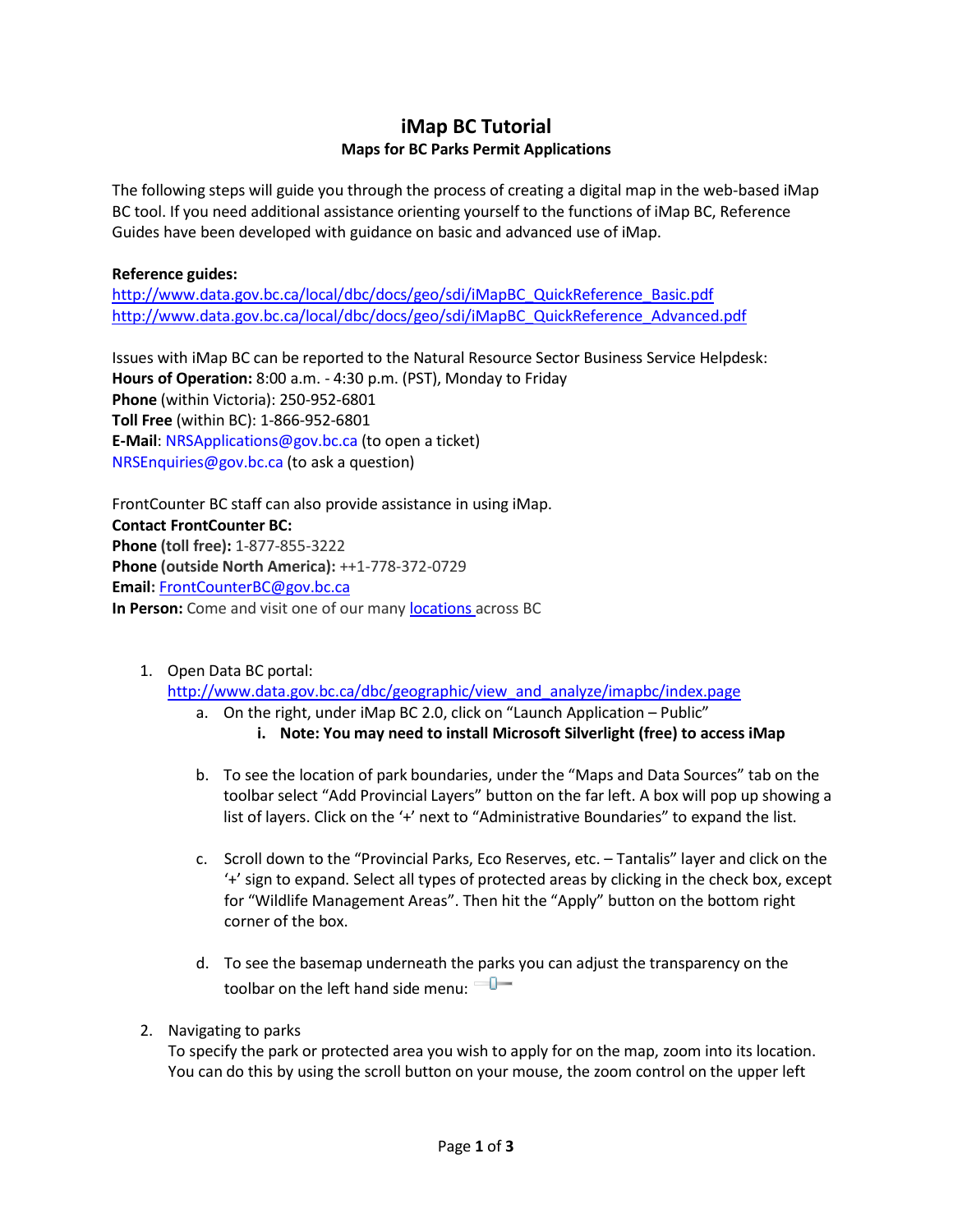# iMap BC Tutorial

### Maps for BC Parks Permit Applications

The following steps will guide you through the process of creating a digital map in the web-based iMap BC tool. If you need additional assistance orienting yourself to the functions of iMap BC, Reference Guides have been developed with guidance on basic and advanced use of iMap.

**Reference guides:**
http://www.data.gov.bc.ca/local/dbc/docs/geo/sdi/iMapBC_QuickReference_Basic.pdf
http://www.data.gov.bc.ca/local/dbc/docs/geo/sdi/iMapBC_QuickReference_Advanced.pdf

Issues with iMap BC can be reported to the Natural Resource Sector Business Service Helpdesk:
**Hours of Operation:** 8:00 a.m. - 4:30 p.m. (PST), Monday to Friday
**Phone** (within Victoria): 250-952-6801
**Toll Free** (within BC): 1-866-952-6801
**E-Mail**: NRSApplications@gov.bc.ca (to open a ticket)
NRSEnquiries@gov.bc.ca (to ask a question)

FrontCounter BC staff can also provide assistance in using iMap.
**Contact FrontCounter BC:**
**Phone (toll free):** 1-877-855-3222
**Phone (outside North America):** ++1-778-372-0729
**Email:** FrontCounterBC@gov.bc.ca
**In Person:** Come and visit one of our many locations across BC

1. Open Data BC portal:
   http://www.data.gov.bc.ca/dbc/geographic/view_and_analyze/imapbc/index.page
   a. On the right, under iMap BC 2.0, click on "Launch Application – Public"
      i. **Note: You may need to install Microsoft Silverlight (free) to access iMap**

   b. To see the location of park boundaries, under the "Maps and Data Sources" tab on the toolbar select "Add Provincial Layers" button on the far left. A box will pop up showing a list of layers. Click on the '+' next to "Administrative Boundaries" to expand the list.

   c. Scroll down to the "Provincial Parks, Eco Reserves, etc. – Tantalis" layer and click on the '+' sign to expand. Select all types of protected areas by clicking in the check box, except for "Wildlife Management Areas". Then hit the "Apply" button on the bottom right corner of the box.

   d. To see the basemap underneath the parks you can adjust the transparency on the toolbar on the left hand side menu:

2. Navigating to parks
   To specify the park or protected area you wish to apply for on the map, zoom into its location. You can do this by using the scroll button on your mouse, the zoom control on the upper left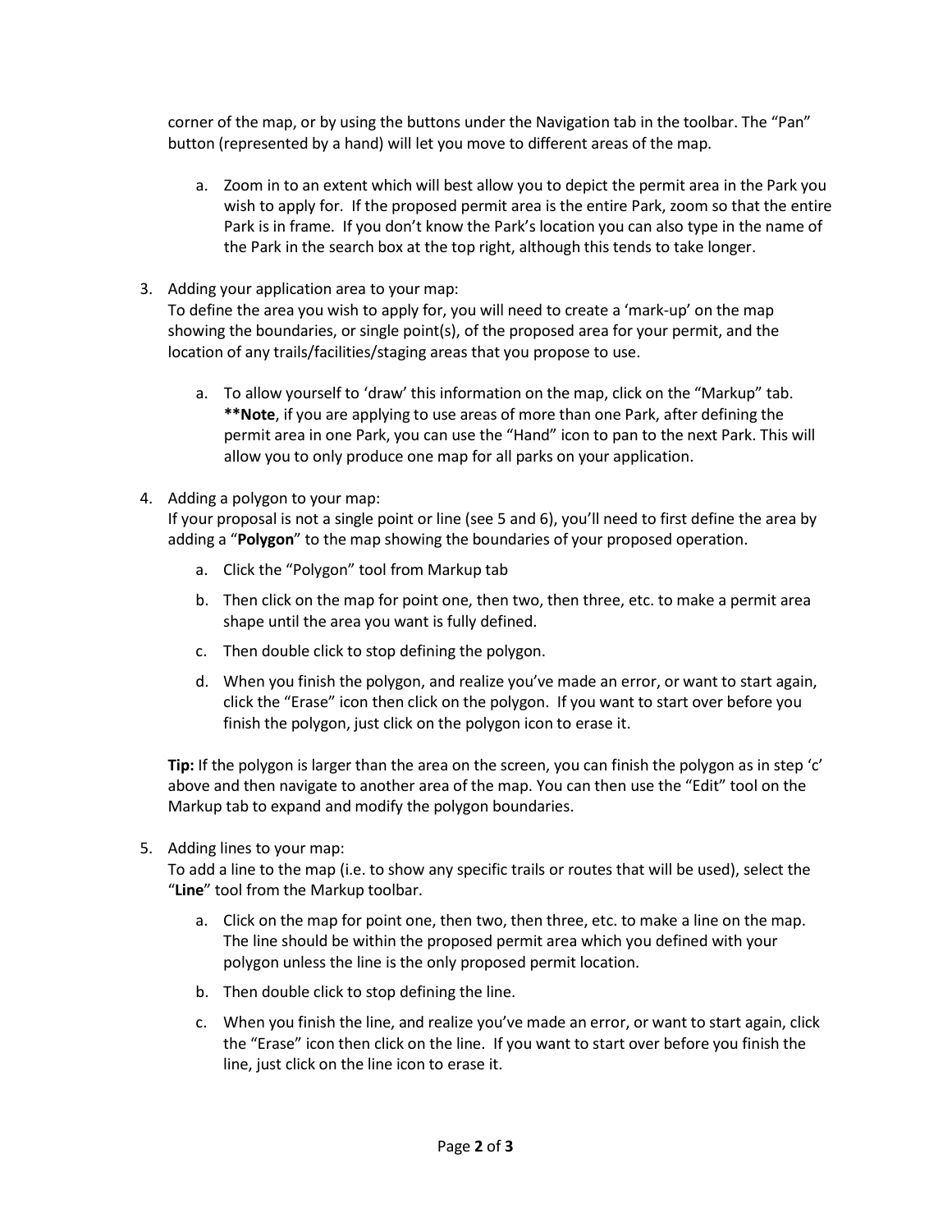corner of the map, or by using the buttons under the Navigation tab in the toolbar. The "Pan" button (represented by a hand) will let you move to different areas of the map.

   a. Zoom in to an extent which will best allow you to depict the permit area in the Park you wish to apply for. If the proposed permit area is the entire Park, zoom so that the entire Park is in frame. If you don't know the Park's location you can also type in the name of the Park in the search box at the top right, although this tends to take longer.

3. Adding your application area to your map:
   To define the area you wish to apply for, you will need to create a 'mark-up' on the map showing the boundaries, or single point(s), of the proposed area for your permit, and the location of any trails/facilities/staging areas that you propose to use.

   a. To allow yourself to 'draw' this information on the map, click on the "Markup" tab. **\*\*Note**, if you are applying to use areas of more than one Park, after defining the permit area in one Park, you can use the "Hand" icon to pan to the next Park. This will allow you to only produce one map for all parks on your application.

4. Adding a polygon to your map:
   If your proposal is not a single point or line (see 5 and 6), you'll need to first define the area by adding a "**Polygon**" to the map showing the boundaries of your proposed operation.

   a. Click the "Polygon" tool from Markup tab
   b. Then click on the map for point one, then two, then three, etc. to make a permit area shape until the area you want is fully defined.
   c. Then double click to stop defining the polygon.
   d. When you finish the polygon, and realize you've made an error, or want to start again, click the "Erase" icon then click on the polygon. If you want to start over before you finish the polygon, just click on the polygon icon to erase it.

   **Tip:** If the polygon is larger than the area on the screen, you can finish the polygon as in step 'c' above and then navigate to another area of the map. You can then use the "Edit" tool on the Markup tab to expand and modify the polygon boundaries.

5. Adding lines to your map:
   To add a line to the map (i.e. to show any specific trails or routes that will be used), select the "**Line**" tool from the Markup toolbar.

   a. Click on the map for point one, then two, then three, etc. to make a line on the map. The line should be within the proposed permit area which you defined with your polygon unless the line is the only proposed permit location.
   b. Then double click to stop defining the line.
   c. When you finish the line, and realize you've made an error, or want to start again, click the "Erase" icon then click on the line. If you want to start over before you finish the line, just click on the line icon to erase it.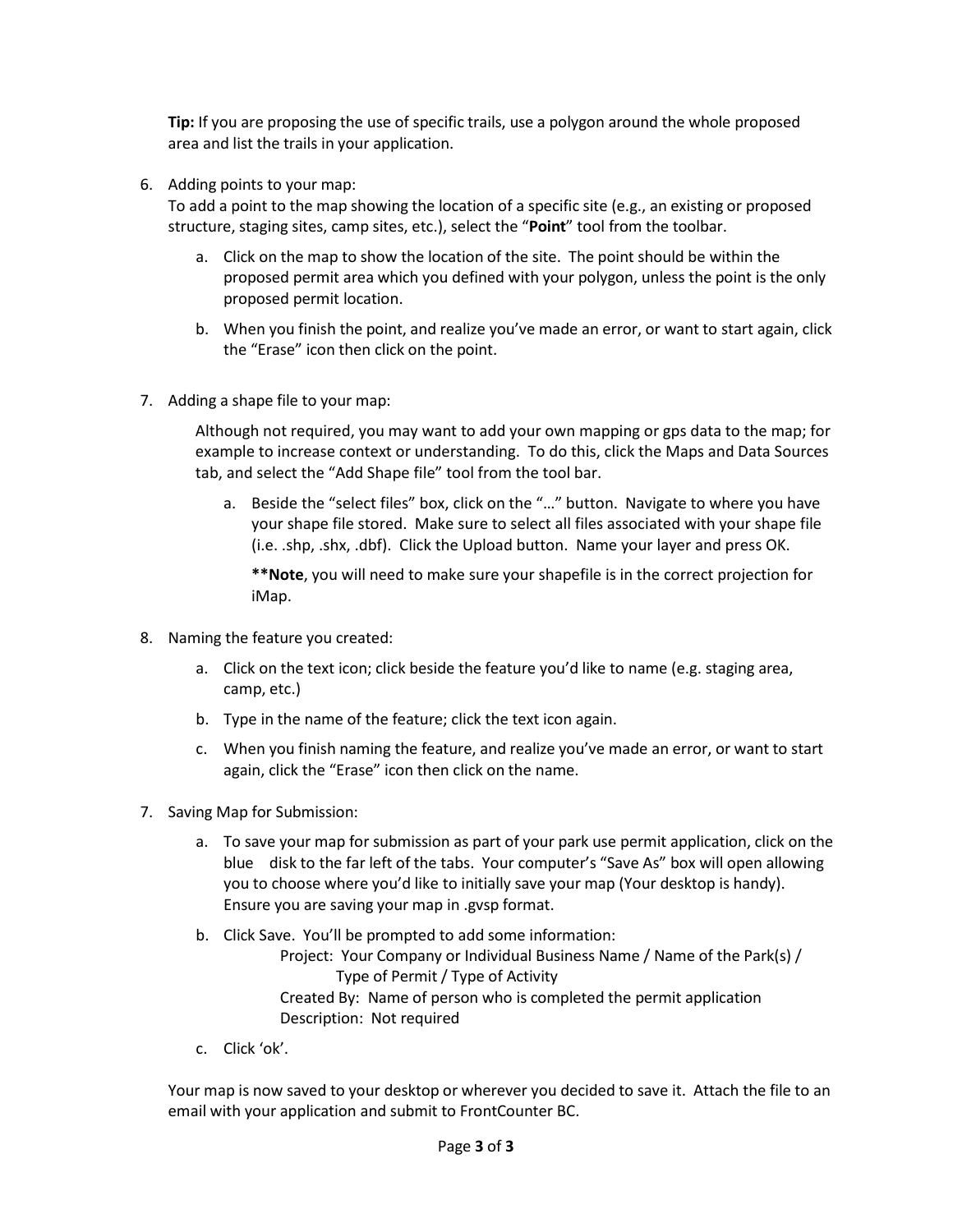**Tip:** If you are proposing the use of specific trails, use a polygon around the whole proposed area and list the trails in your application.

6. Adding points to your map:
   To add a point to the map showing the location of a specific site (e.g., an existing or proposed structure, staging sites, camp sites, etc.), select the "**Point**" tool from the toolbar.

   a. Click on the map to show the location of the site. The point should be within the proposed permit area which you defined with your polygon, unless the point is the only proposed permit location.

   b. When you finish the point, and realize you've made an error, or want to start again, click the "Erase" icon then click on the point.

7. Adding a shape file to your map:

   Although not required, you may want to add your own mapping or gps data to the map; for example to increase context or understanding. To do this, click the Maps and Data Sources tab, and select the "Add Shape file" tool from the tool bar.

   a. Beside the "select files" box, click on the "…" button. Navigate to where you have your shape file stored. Make sure to select all files associated with your shape file (i.e. .shp, .shx, .dbf). Click the Upload button. Name your layer and press OK.

      ****Note**, you will need to make sure your shapefile is in the correct projection for iMap.

8. Naming the feature you created:

   a. Click on the text icon; click beside the feature you'd like to name (e.g. staging area, camp, etc.)

   b. Type in the name of the feature; click the text icon again.

   c. When you finish naming the feature, and realize you've made an error, or want to start again, click the "Erase" icon then click on the name.

7. Saving Map for Submission:

   a. To save your map for submission as part of your park use permit application, click on the blue disk to the far left of the tabs. Your computer's "Save As" box will open allowing you to choose where you'd like to initially save your map (Your desktop is handy). Ensure you are saving your map in .gvsp format.

   b. Click Save. You'll be prompted to add some information:
      Project: Your Company or Individual Business Name / Name of the Park(s) / Type of Permit / Type of Activity
      Created By: Name of person who is completed the permit application
      Description: Not required

   c. Click 'ok'.

Your map is now saved to your desktop or wherever you decided to save it. Attach the file to an email with your application and submit to FrontCounter BC.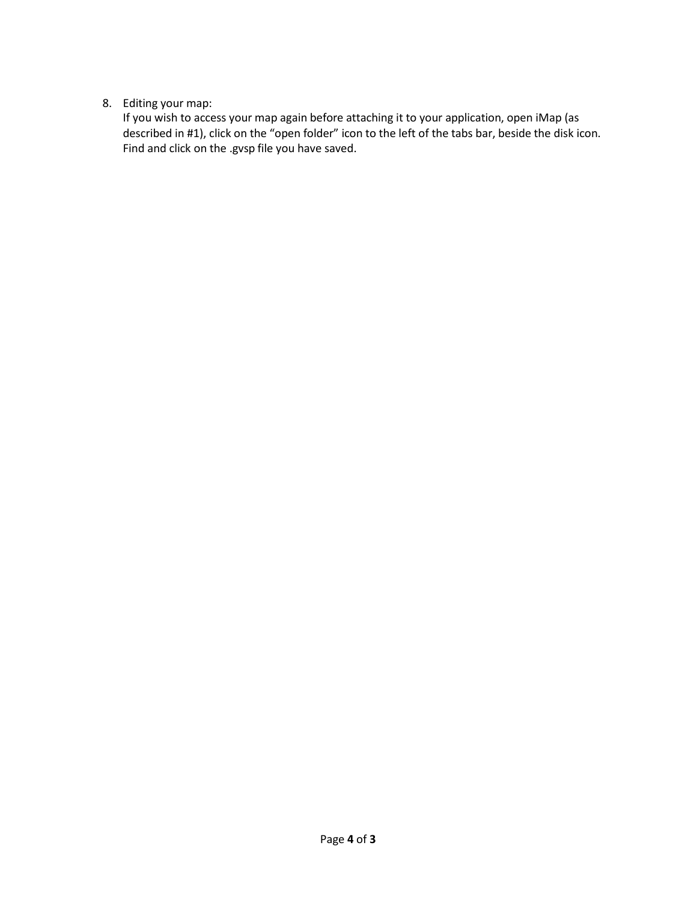8. Editing your map:
   If you wish to access your map again before attaching it to your application, open iMap (as described in #1), click on the “open folder” icon to the left of the tabs bar, beside the disk icon. Find and click on the .gvsp file you have saved.